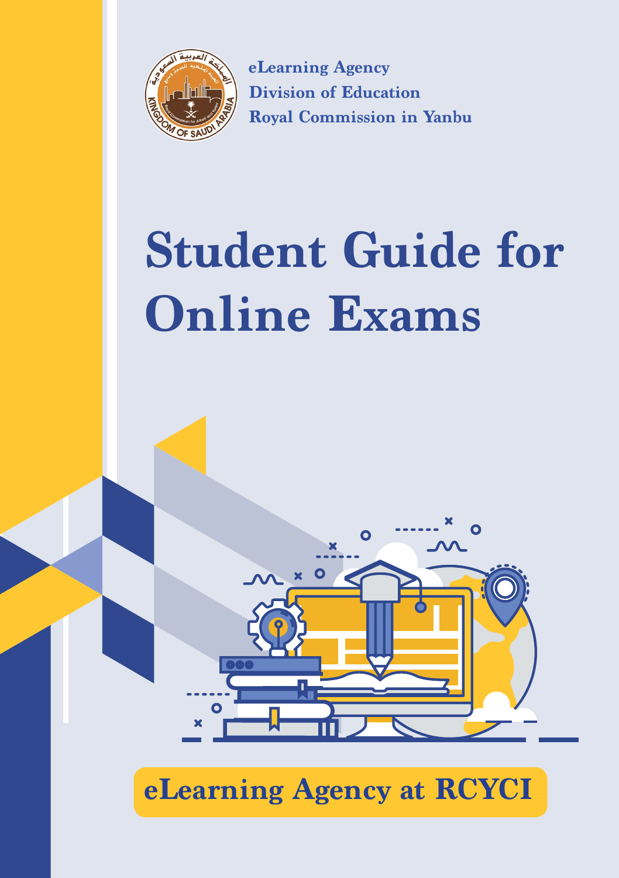eLearning Agency
Division of Education
Royal Commission in Yanbu

# Student Guide for Online Exams

**eLearning Agency at RCYCI**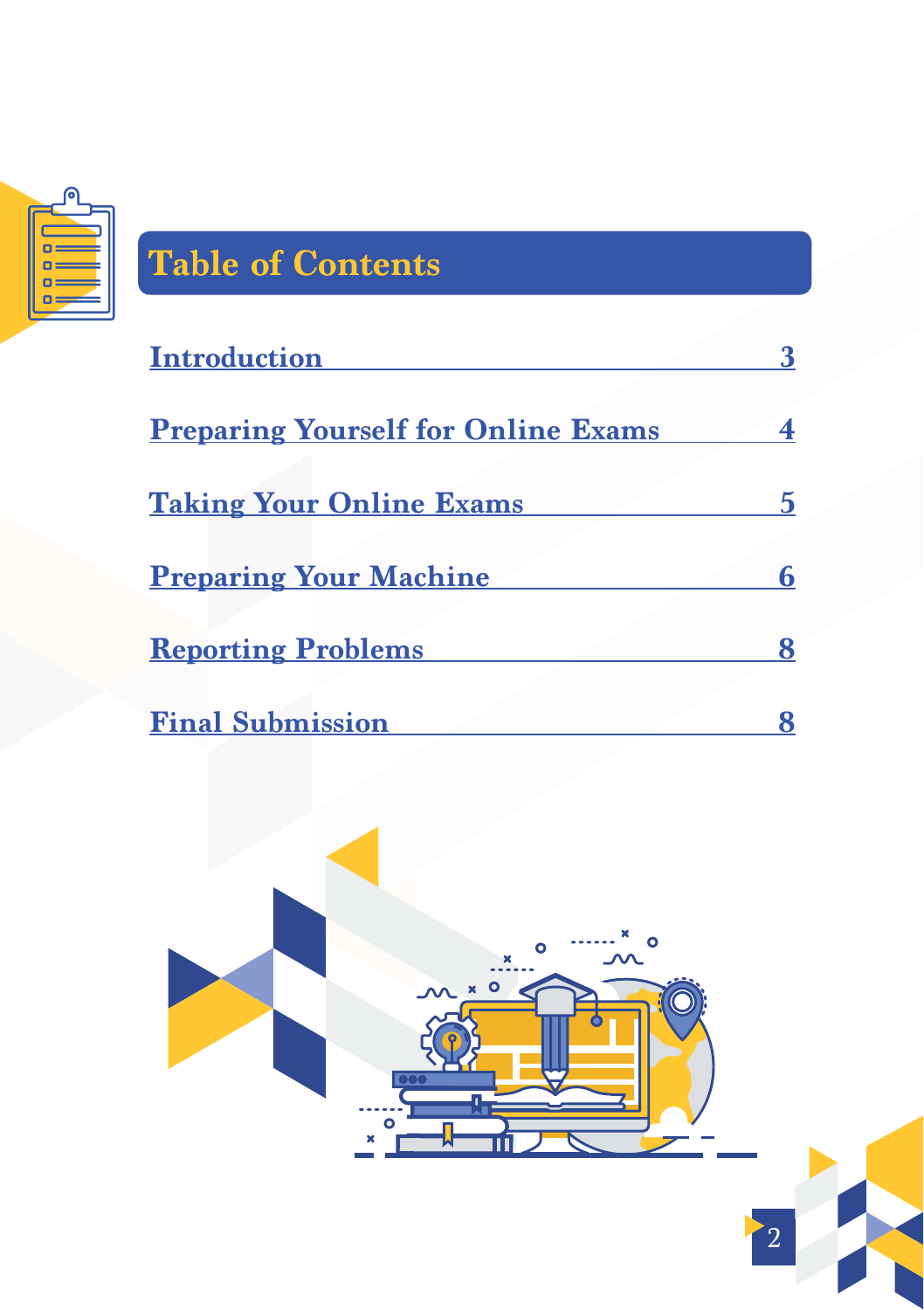# Table of Contents

| | |
|---|---|
| Introduction | 3 |
| Preparing Yourself for Online Exams | 4 |
| Taking Your Online Exams | 5 |
| Preparing Your Machine | 6 |
| Reporting Problems | 8 |
| Final Submission | 8 |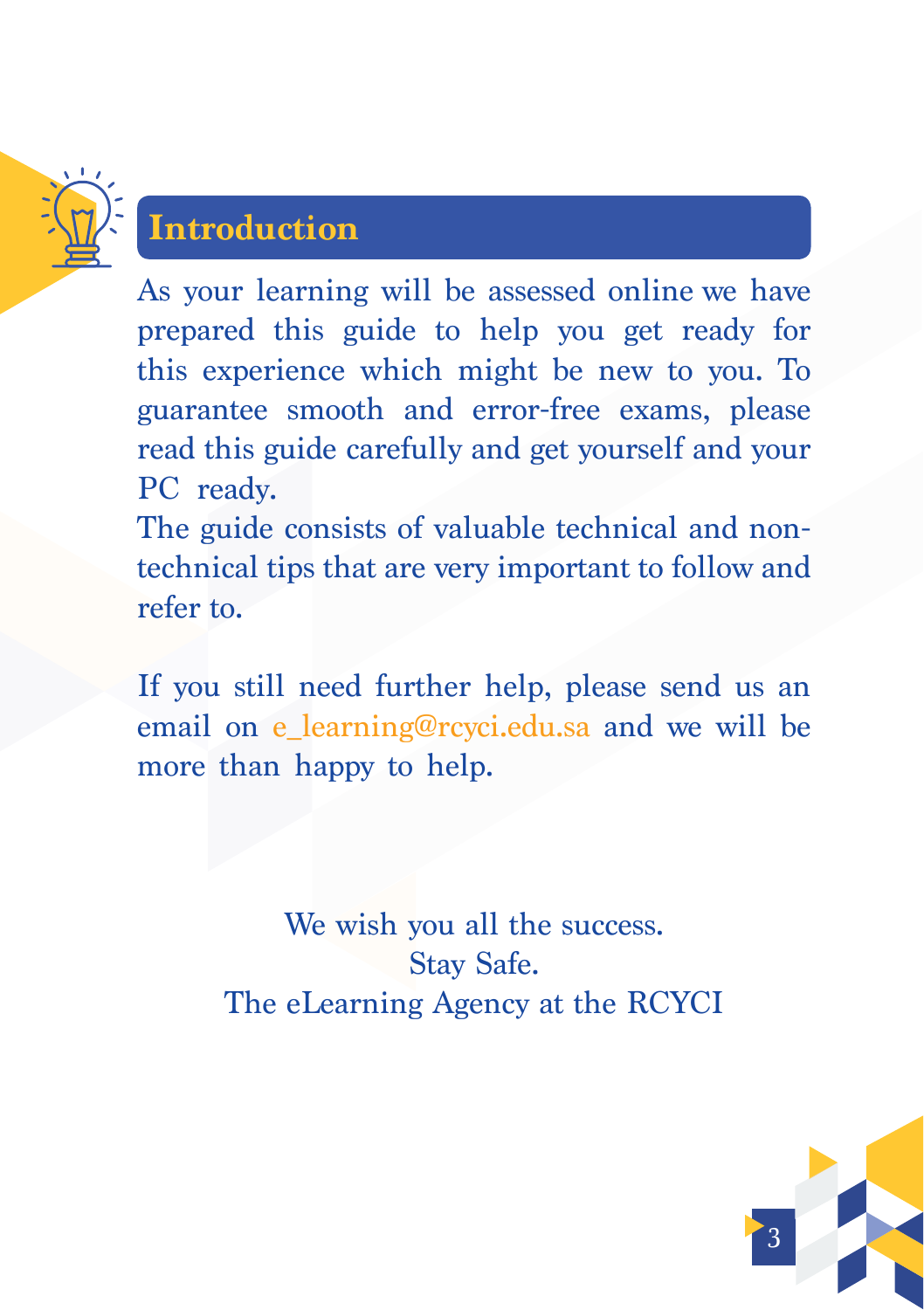## Introduction

As your learning will be assessed online we have prepared this guide to help you get ready for this experience which might be new to you. To guarantee smooth and error-free exams, please read this guide carefully and get yourself and your PC ready.
The guide consists of valuable technical and non-technical tips that are very important to follow and refer to.

If you still need further help, please send us an email on e_learning@rcyci.edu.sa and we will be more than happy to help.

We wish you all the success.
Stay Safe.
The eLearning Agency at the RCYCI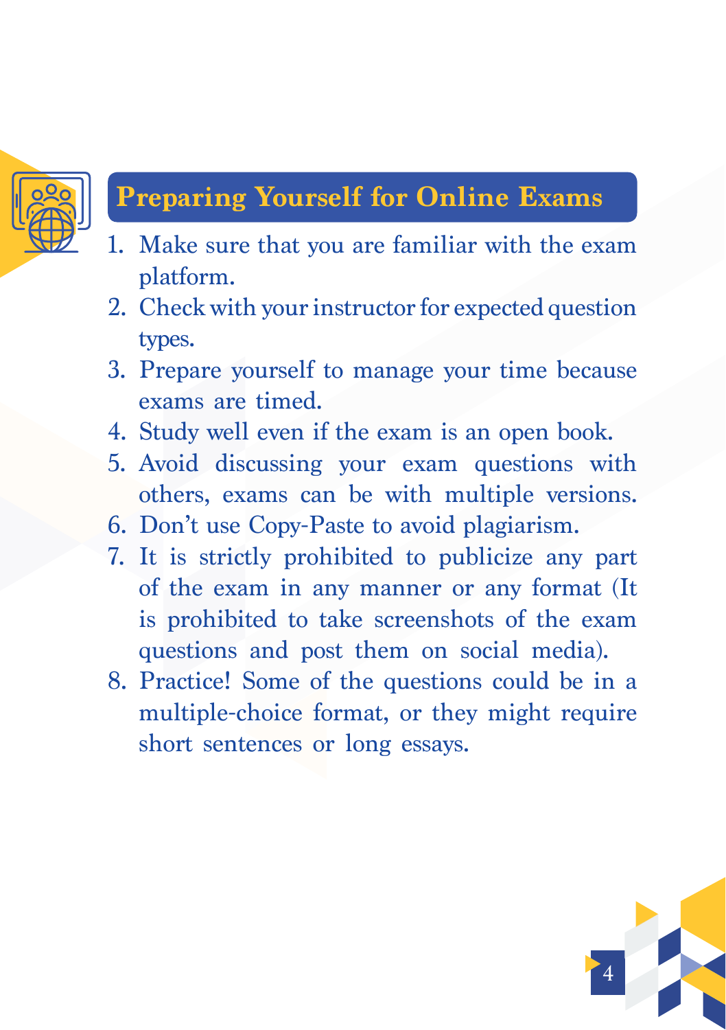## Preparing Yourself for Online Exams

1. Make sure that you are familiar with the exam platform.
2. Check with your instructor for expected question types.
3. Prepare yourself to manage your time because exams are timed.
4. Study well even if the exam is an open book.
5. Avoid discussing your exam questions with others, exams can be with multiple versions.
6. Don't use Copy-Paste to avoid plagiarism.
7. It is strictly prohibited to publicize any part of the exam in any manner or any format (It is prohibited to take screenshots of the exam questions and post them on social media).
8. Practice! Some of the questions could be in a multiple-choice format, or they might require short sentences or long essays.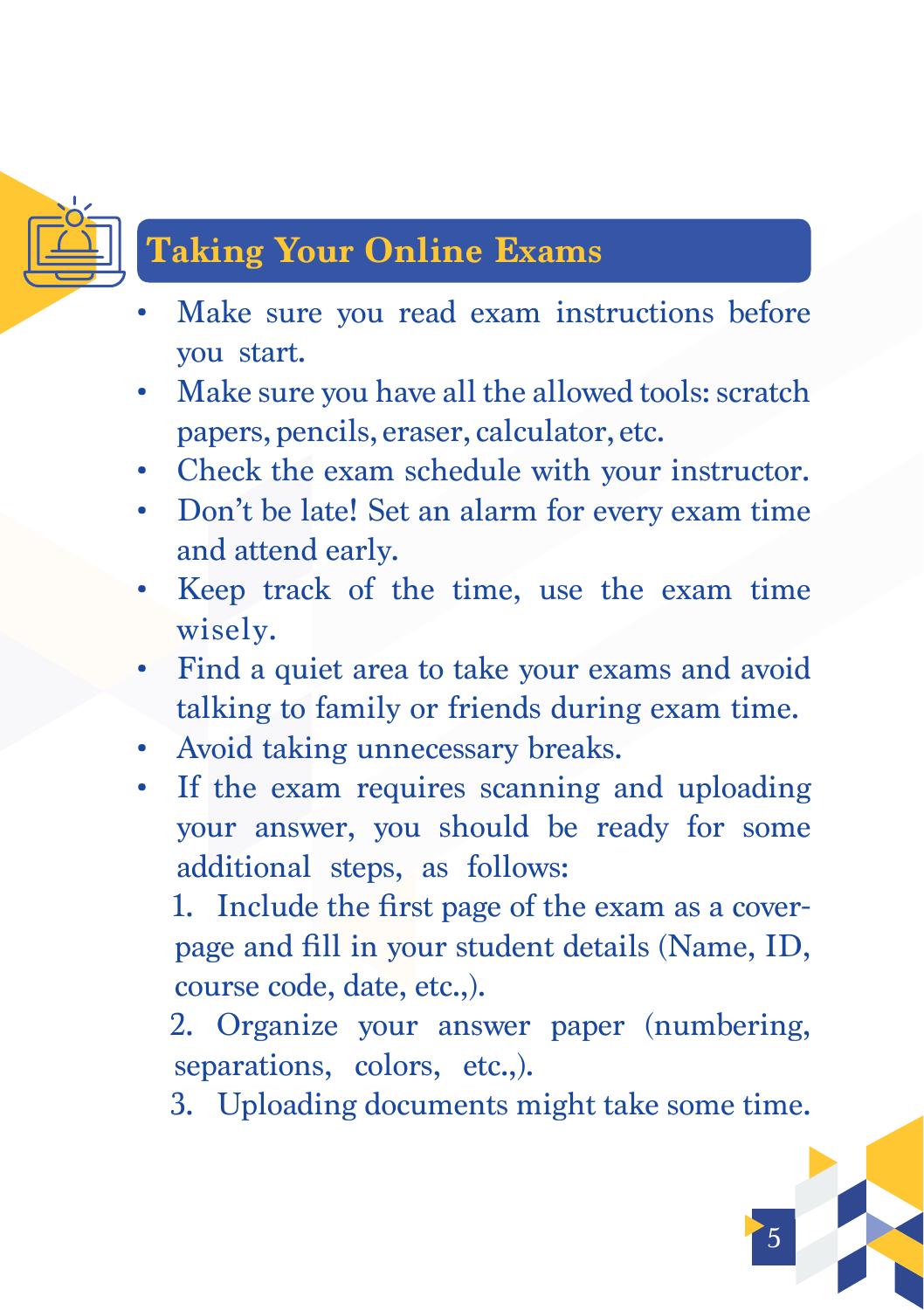## Taking Your Online Exams

- Make sure you read exam instructions before you start.
- Make sure you have all the allowed tools: scratch papers, pencils, eraser, calculator, etc.
- Check the exam schedule with your instructor.
- Don't be late! Set an alarm for every exam time and attend early.
- Keep track of the time, use the exam time wisely.
- Find a quiet area to take your exams and avoid talking to family or friends during exam time.
- Avoid taking unnecessary breaks.
- If the exam requires scanning and uploading your answer, you should be ready for some additional steps, as follows:
  1. Include the first page of the exam as a cover-page and fill in your student details (Name, ID, course code, date, etc.,).
  2. Organize your answer paper (numbering, separations, colors, etc.,).
  3. Uploading documents might take some time.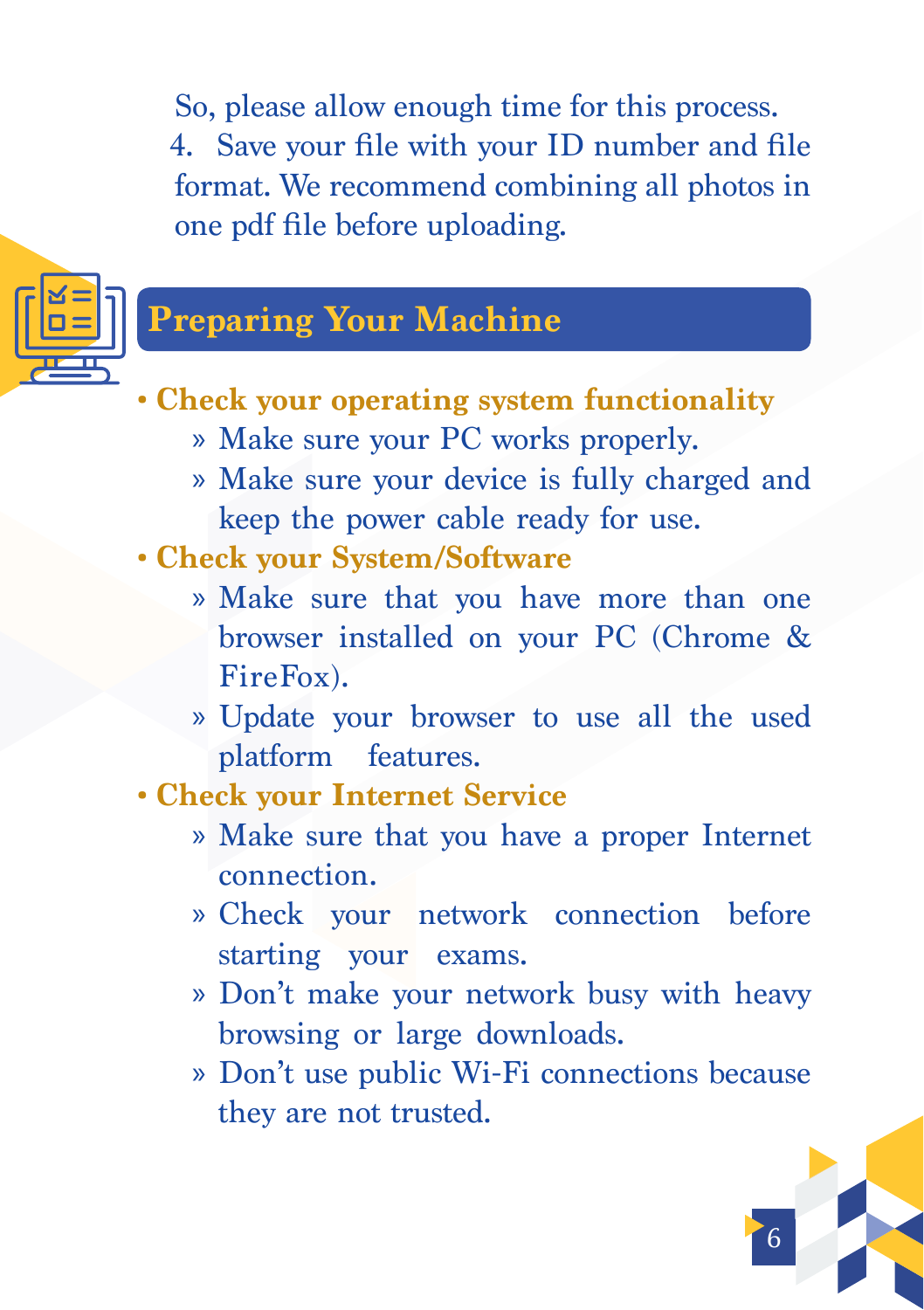So, please allow enough time for this process.

4. Save your file with your ID number and file format. We recommend combining all photos in one pdf file before uploading.

## Preparing Your Machine

- **Check your operating system functionality**
  - » Make sure your PC works properly.
  - » Make sure your device is fully charged and keep the power cable ready for use.
- **Check your System/Software**
  - » Make sure that you have more than one browser installed on your PC (Chrome & FireFox).
  - » Update your browser to use all the used platform features.
- **Check your Internet Service**
  - » Make sure that you have a proper Internet connection.
  - » Check your network connection before starting your exams.
  - » Don't make your network busy with heavy browsing or large downloads.
  - » Don't use public Wi-Fi connections because they are not trusted.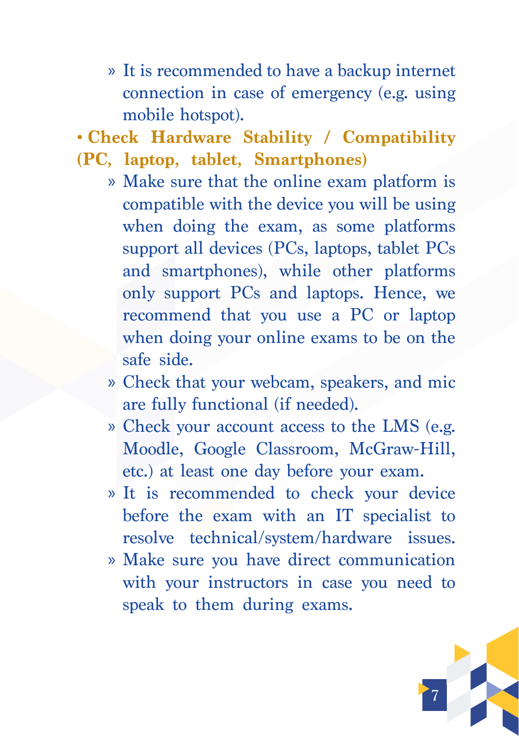- It is recommended to have a backup internet connection in case of emergency (e.g. using mobile hotspot).

- **Check Hardware Stability / Compatibility (PC, laptop, tablet, Smartphones)**
  - Make sure that the online exam platform is compatible with the device you will be using when doing the exam, as some platforms support all devices (PCs, laptops, tablet PCs and smartphones), while other platforms only support PCs and laptops. Hence, we recommend that you use a PC or laptop when doing your online exams to be on the safe side.
  - Check that your webcam, speakers, and mic are fully functional (if needed).
  - Check your account access to the LMS (e.g. Moodle, Google Classroom, McGraw-Hill, etc.) at least one day before your exam.
  - It is recommended to check your device before the exam with an IT specialist to resolve technical/system/hardware issues.
  - Make sure you have direct communication with your instructors in case you need to speak to them during exams.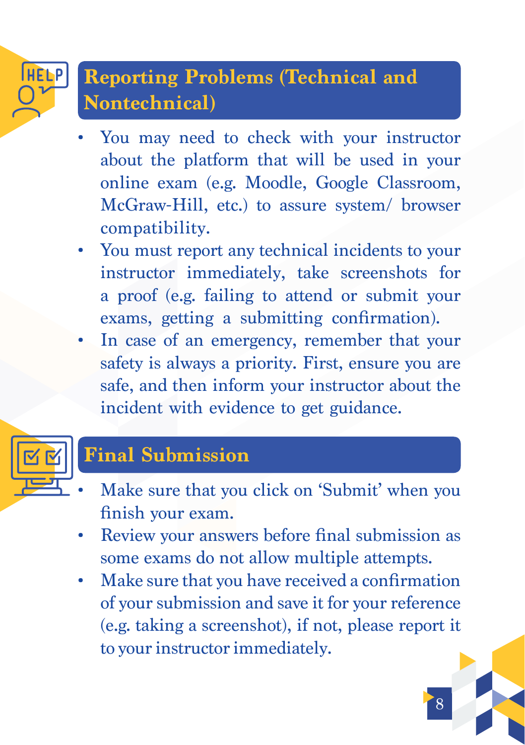## Reporting Problems (Technical and Nontechnical)

- You may need to check with your instructor about the platform that will be used in your online exam (e.g. Moodle, Google Classroom, McGraw-Hill, etc.) to assure system/ browser compatibility.
- You must report any technical incidents to your instructor immediately, take screenshots for a proof (e.g. failing to attend or submit your exams, getting a submitting confirmation).
- In case of an emergency, remember that your safety is always a priority. First, ensure you are safe, and then inform your instructor about the incident with evidence to get guidance.

## Final Submission

- Make sure that you click on 'Submit' when you finish your exam.
- Review your answers before final submission as some exams do not allow multiple attempts.
- Make sure that you have received a confirmation of your submission and save it for your reference (e.g. taking a screenshot), if not, please report it to your instructor immediately.